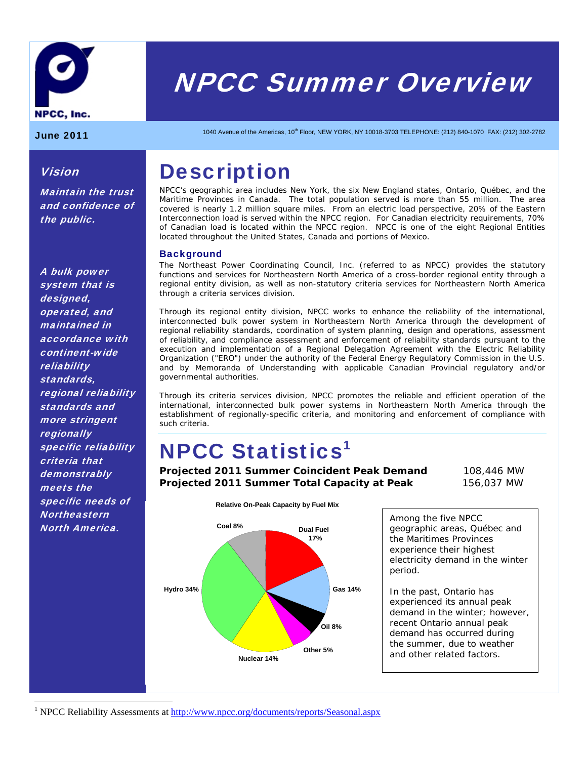NPCC, Inc.

# NPCC Summer Overview

**June 2011**

1040 Avenue of the Americas, 10th Floor, NEW YORK, NY 10018-3703 TELEPHONE: (212) 840-1070 FAX: (212) 302-2782

### *Vision*

***Maintain the trust and confidence of the public.***

***A bulk power system that is designed, operated, and maintained in accordance with continent-wide reliability standards, regional reliability standards and more stringent regionally specific reliability criteria that demonstrably meets the specific needs of Northeastern North America.***

# Description

NPCC's geographic area includes New York, the six New England states, Ontario, Québec, and the Maritime Provinces in Canada. The total population served is more than 55 million. The area covered is nearly 1.2 million square miles. From an electric load perspective, 20% of the Eastern Interconnection load is served within the NPCC region. For Canadian electricity requirements, 70% of Canadian load is located within the NPCC region. NPCC is one of the eight Regional Entities located throughout the United States, Canada and portions of Mexico.

### Background

The Northeast Power Coordinating Council, Inc. (referred to as NPCC) provides the statutory functions and services for Northeastern North America of a cross-border regional entity through a regional entity division, as well as non-statutory criteria services for Northeastern North America through a criteria services division.

Through its regional entity division, NPCC works to enhance the reliability of the international, interconnected bulk power system in Northeastern North America through the development of regional reliability standards, coordination of system planning, design and operations, assessment of reliability, and compliance assessment and enforcement of reliability standards pursuant to the execution and implementation of a Regional Delegation Agreement with the Electric Reliability Organization ("ERO") under the authority of the Federal Energy Regulatory Commission in the U.S. and by Memoranda of Understanding with applicable Canadian Provincial regulatory and/or governmental authorities.

Through its criteria services division, NPCC promotes the reliable and efficient operation of the international, interconnected bulk power systems in Northeastern North America through the establishment of regionally-specific criteria, and monitoring and enforcement of compliance with such criteria.

# NPCC Statistics[1]

| | |
|---|---|
| **Projected 2011 Summer Coincident Peak Demand** | 108,446 MW |
| **Projected 2011 Summer Total Capacity at Peak** | 156,037 MW |

**Relative On-Peak Capacity by Fuel Mix**

| Fuel | Share |
|---|---|
| Dual Fuel | 17% |
| Gas | 14% |
| Oil | 8% |
| Other | 5% |
| Nuclear | 14% |
| Hydro | 34% |
| Coal | 8% |

Among the five NPCC geographic areas, Québec and the Maritimes Provinces experience their highest electricity demand in the winter period.

In the past, Ontario has experienced its annual peak demand in the winter; however, recent Ontario annual peak demand has occurred during the summer, due to weather and other related factors.

[1] NPCC Reliability Assessments at http://www.npcc.org/documents/reports/Seasonal.aspx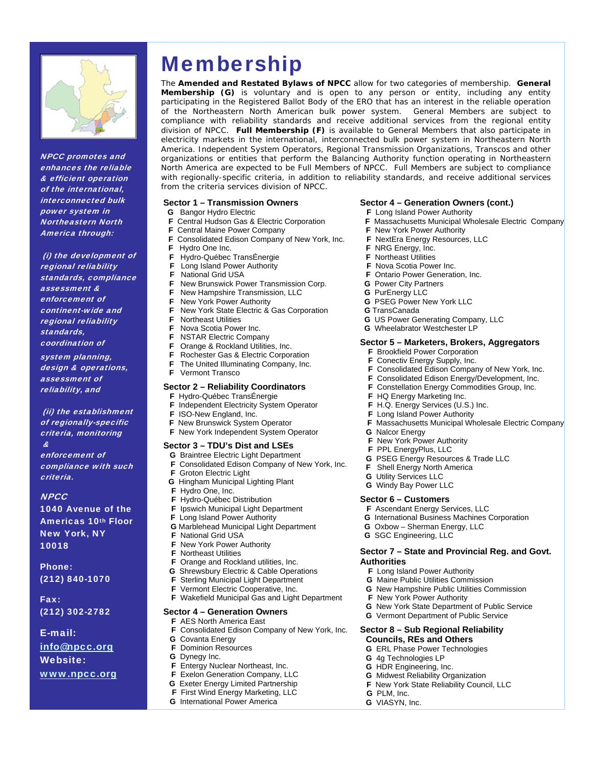*NPCC promotes and enhances the reliable & efficient operation of the international, interconnected bulk power system in Northeastern North America through:*

*(i) the development of regional reliability standards, compliance assessment & enforcement of continent-wide and regional reliability standards, coordination of system planning, design & operations, assessment of reliability, and*

*(ii) the establishment of regionally-specific criteria, monitoring & enforcement of compliance with such criteria.*

**NPCC**
**1040 Avenue of the Americas 10th Floor New York, NY 10018**

**Phone:**
**(212) 840-1070**

**Fax:**
**(212) 302-2782**

**E-mail:**
**info@npcc.org**
**Website:**
**www.npcc.org**

# Membership

The **Amended and Restated Bylaws of NPCC** allow for two categories of membership. **General Membership (G)** is voluntary and is open to any person or entity, including any entity participating in the Registered Ballot Body of the ERO that has an interest in the reliable operation of the Northeastern North American bulk power system. General Members are subject to compliance with reliability standards and receive additional services from the regional entity division of NPCC. **Full Membership (F)** is available to General Members that also participate in electricity markets in the international, interconnected bulk power system in Northeastern North America. Independent System Operators, Regional Transmission Organizations, Transcos and other organizations or entities that perform the Balancing Authority function operating in Northeastern North America are expected to be Full Members of NPCC. Full Members are subject to compliance with regionally-specific criteria, in addition to reliability standards, and receive additional services from the criteria services division of NPCC.

### Sector 1 – Transmission Owners

- **G** Bangor Hydro Electric
- **F** Central Hudson Gas & Electric Corporation
- **F** Central Maine Power Company
- **F** Consolidated Edison Company of New York, Inc.
- **F** Hydro One Inc.
- **F** Hydro-Québec TransÉnergie
- **F** Long Island Power Authority
- **F** National Grid USA
- **F** New Brunswick Power Transmission Corp.
- **F** New Hampshire Transmission, LLC
- **F** New York Power Authority
- **F** New York State Electric & Gas Corporation
- **F** Northeast Utilities
- **F** Nova Scotia Power Inc.
- **F** NSTAR Electric Company
- **F** Orange & Rockland Utilities, Inc.
- **F** Rochester Gas & Electric Corporation
- **F** The United Illuminating Company, Inc.
- **F** Vermont Transco

### Sector 2 – Reliability Coordinators

- **F** Hydro-Québec TransÉnergie
- **F** Independent Electricity System Operator
- **F** ISO-New England, Inc.
- **F** New Brunswick System Operator
- **F** New York Independent System Operator

### Sector 3 – TDU's Dist and LSEs

- **G** Braintree Electric Light Department
- **F** Consolidated Edison Company of New York, Inc.
- **F** Groton Electric Light
- **G** Hingham Municipal Lighting Plant
- **F** Hydro One, Inc.
- **F** Hydro-Québec Distribution
- **F** Ipswich Municipal Light Department
- **F** Long Island Power Authority
- **G** Marblehead Municipal Light Department
- **F** National Grid USA
- **F** New York Power Authority
- **F** Northeast Utilities
- **F** Orange and Rockland utilities, Inc.
- **G** Shrewsbury Electric & Cable Operations
- **F** Sterling Municipal Light Department
- **F** Vermont Electric Cooperative, Inc.
- **F** Wakefield Municipal Gas and Light Department

### Sector 4 – Generation Owners

- **F** AES North America East
- **F** Consolidated Edison Company of New York, Inc.
- **G** Covanta Energy
- **F** Dominion Resources
- **G** Dynegy Inc.
- **F** Entergy Nuclear Northeast, Inc.
- **F** Exelon Generation Company, LLC
- **G** Exeter Energy Limited Partnership
- **F** First Wind Energy Marketing, LLC
- **G** International Power America

### Sector 4 – Generation Owners (cont.)

- **F** Long Island Power Authority
- **F** Massachusetts Municipal Wholesale Electric Company
- **F** New York Power Authority
- **F** NextEra Energy Resources, LLC
- **F** NRG Energy, Inc.
- **F** Northeast Utilities
- **F** Nova Scotia Power Inc.
- **F** Ontario Power Generation, Inc.
- **G** Power City Partners
- **G** PurEnergy LLC
- **G** PSEG Power New York LLC
- **G** TransCanada
- **G** US Power Generating Company, LLC
- **G** Wheelabrator Westchester LP

### Sector 5 – Marketers, Brokers, Aggregators

- **F** Brookfield Power Corporation
- **F** Conectiv Energy Supply, Inc.
- **F** Consolidated Edison Company of New York, Inc.
- **F** Consolidated Edison Energy/Development, Inc.
- **F** Constellation Energy Commodities Group, Inc.
- **F** HQ Energy Marketing Inc.
- **F** H.Q. Energy Services (U.S.) Inc.
- **F** Long Island Power Authority
- **F** Massachusetts Municipal Wholesale Electric Company
- **G** Nalcor Energy
- **F** New York Power Authority
- **F** PPL EnergyPlus, LLC
- **G** PSEG Energy Resources & Trade LLC
- **F** Shell Energy North America
- **G** Utility Services LLC
- **G** Windy Bay Power LLC

### Sector 6 – Customers

- **F** Ascendant Energy Services, LLC
- **G** International Business Machines Corporation
- **G** Oxbow – Sherman Energy, LLC
- **G** SGC Engineering, LLC

### Sector 7 – State and Provincial Reg. and Govt. Authorities

- **F** Long Island Power Authority
- **G** Maine Public Utilities Commission
- **G** New Hampshire Public Utilities Commission
- **F** New York Power Authority
- **G** New York State Department of Public Service
- **G** Vermont Department of Public Service

### Sector 8 – Sub Regional Reliability Councils, REs and Others

- **G** ERL Phase Power Technologies
- **G** 4g Technologies LP
- **G** HDR Engineering, Inc.
- **G** Midwest Reliability Organization
- **F** New York State Reliability Council, LLC
- **G** PLM, Inc.
- **G** VIASYN, Inc.